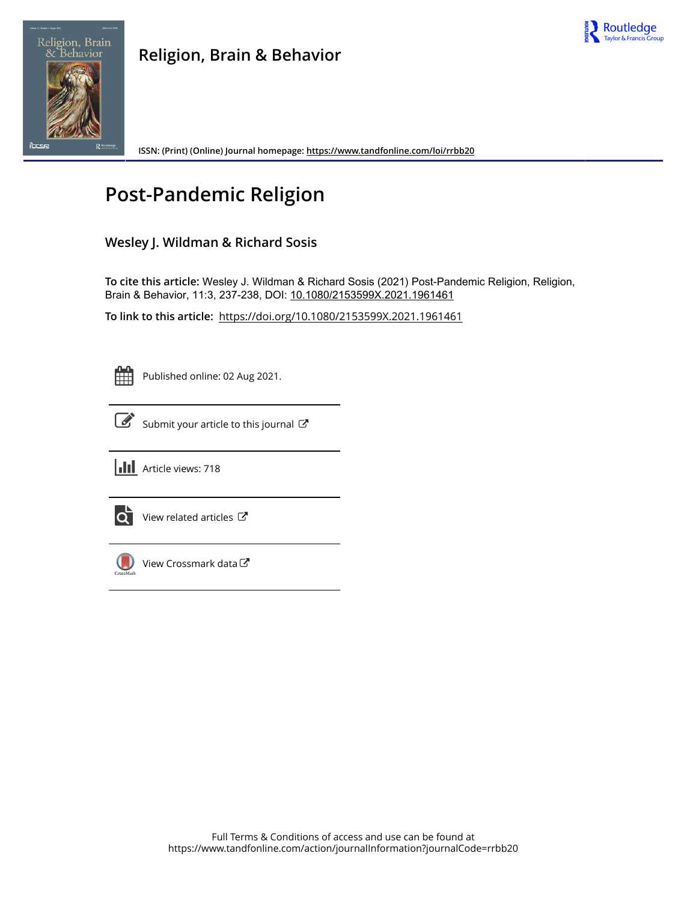# Religion, Brain & Behavior

ISSN: (Print) (Online) Journal homepage: https://www.tandfonline.com/loi/rrbb20

## Post-Pandemic Religion

### Wesley J. Wildman & Richard Sosis

**To cite this article:** Wesley J. Wildman & Richard Sosis (2021) Post-Pandemic Religion, Religion, Brain & Behavior, 11:3, 237-238, DOI: 10.1080/2153599X.2021.1961461

**To link to this article:** https://doi.org/10.1080/2153599X.2021.1961461

Published online: 02 Aug 2021.

Submit your article to this journal

Article views: 718

View related articles

View Crossmark data

Full Terms & Conditions of access and use can be found at
https://www.tandfonline.com/action/journalInformation?journalCode=rrbb20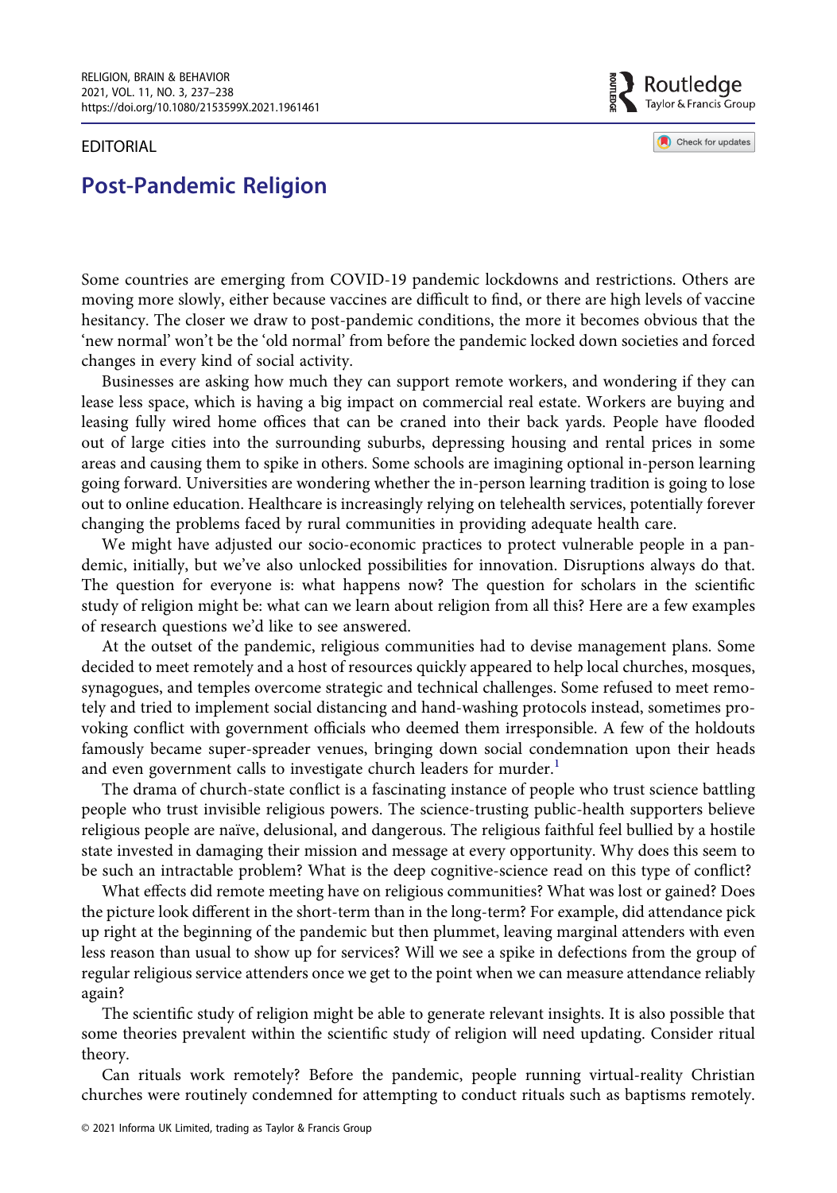EDITORIAL

# Post-Pandemic Religion

Some countries are emerging from COVID-19 pandemic lockdowns and restrictions. Others are moving more slowly, either because vaccines are difficult to find, or there are high levels of vaccine hesitancy. The closer we draw to post-pandemic conditions, the more it becomes obvious that the 'new normal' won't be the 'old normal' from before the pandemic locked down societies and forced changes in every kind of social activity.

Businesses are asking how much they can support remote workers, and wondering if they can lease less space, which is having a big impact on commercial real estate. Workers are buying and leasing fully wired home offices that can be craned into their back yards. People have flooded out of large cities into the surrounding suburbs, depressing housing and rental prices in some areas and causing them to spike in others. Some schools are imagining optional in-person learning going forward. Universities are wondering whether the in-person learning tradition is going to lose out to online education. Healthcare is increasingly relying on telehealth services, potentially forever changing the problems faced by rural communities in providing adequate health care.

We might have adjusted our socio-economic practices to protect vulnerable people in a pandemic, initially, but we've also unlocked possibilities for innovation. Disruptions always do that. The question for everyone is: what happens now? The question for scholars in the scientific study of religion might be: what can we learn about religion from all this? Here are a few examples of research questions we'd like to see answered.

At the outset of the pandemic, religious communities had to devise management plans. Some decided to meet remotely and a host of resources quickly appeared to help local churches, mosques, synagogues, and temples overcome strategic and technical challenges. Some refused to meet remotely and tried to implement social distancing and hand-washing protocols instead, sometimes provoking conflict with government officials who deemed them irresponsible. A few of the holdouts famously became super-spreader venues, bringing down social condemnation upon their heads and even government calls to investigate church leaders for murder.[1]

The drama of church-state conflict is a fascinating instance of people who trust science battling people who trust invisible religious powers. The science-trusting public-health supporters believe religious people are naïve, delusional, and dangerous. The religious faithful feel bullied by a hostile state invested in damaging their mission and message at every opportunity. Why does this seem to be such an intractable problem? What is the deep cognitive-science read on this type of conflict?

What effects did remote meeting have on religious communities? What was lost or gained? Does the picture look different in the short-term than in the long-term? For example, did attendance pick up right at the beginning of the pandemic but then plummet, leaving marginal attenders with even less reason than usual to show up for services? Will we see a spike in defections from the group of regular religious service attenders once we get to the point when we can measure attendance reliably again?

The scientific study of religion might be able to generate relevant insights. It is also possible that some theories prevalent within the scientific study of religion will need updating. Consider ritual theory.

Can rituals work remotely? Before the pandemic, people running virtual-reality Christian churches were routinely condemned for attempting to conduct rituals such as baptisms remotely.

© 2021 Informa UK Limited, trading as Taylor & Francis Group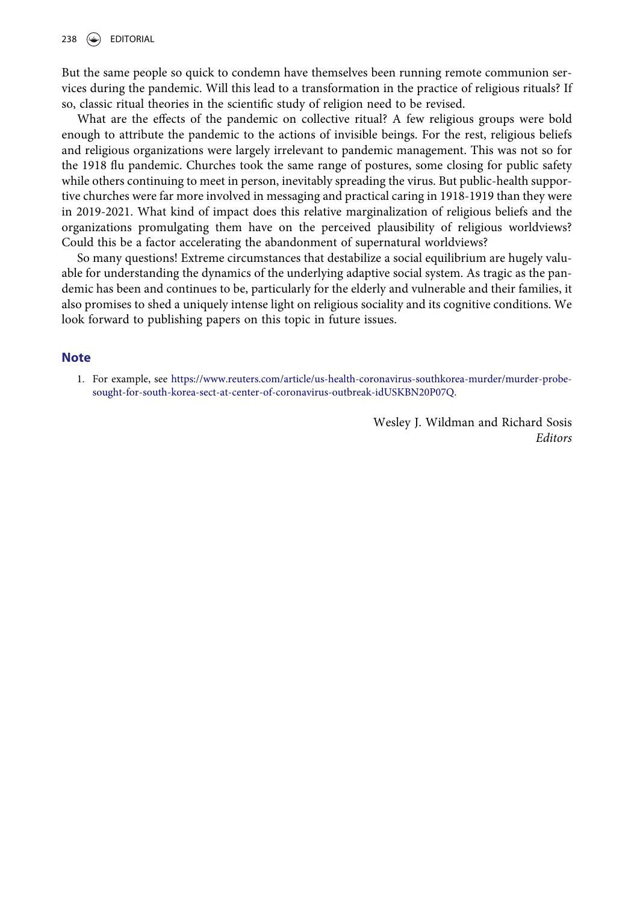But the same people so quick to condemn have themselves been running remote communion services during the pandemic. Will this lead to a transformation in the practice of religious rituals? If so, classic ritual theories in the scientific study of religion need to be revised.

What are the effects of the pandemic on collective ritual? A few religious groups were bold enough to attribute the pandemic to the actions of invisible beings. For the rest, religious beliefs and religious organizations were largely irrelevant to pandemic management. This was not so for the 1918 flu pandemic. Churches took the same range of postures, some closing for public safety while others continuing to meet in person, inevitably spreading the virus. But public-health supportive churches were far more involved in messaging and practical caring in 1918-1919 than they were in 2019-2021. What kind of impact does this relative marginalization of religious beliefs and the organizations promulgating them have on the perceived plausibility of religious worldviews? Could this be a factor accelerating the abandonment of supernatural worldviews?

So many questions! Extreme circumstances that destabilize a social equilibrium are hugely valuable for understanding the dynamics of the underlying adaptive social system. As tragic as the pandemic has been and continues to be, particularly for the elderly and vulnerable and their families, it also promises to shed a uniquely intense light on religious sociality and its cognitive conditions. We look forward to publishing papers on this topic in future issues.

## Note

1. For example, see https://www.reuters.com/article/us-health-coronavirus-southkorea-murder/murder-probe-sought-for-south-korea-sect-at-center-of-coronavirus-outbreak-idUSKBN20P07Q.

Wesley J. Wildman and Richard Sosis
*Editors*